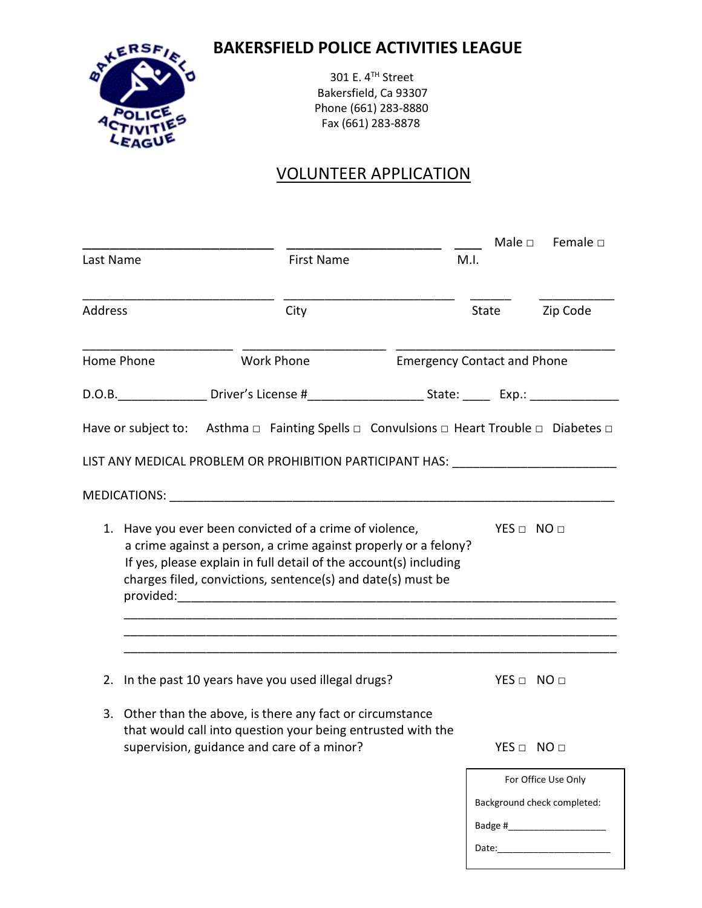# BAKERSFIELD POLICE ACTIVITIES LEAGUE

301 E. 4TH Street
Bakersfield, Ca 93307
Phone (661) 283-8880
Fax (661) 283-8878

## VOLUNTEER APPLICATION

___________________________ _____________________ ____ Male □ Female □
Last Name First Name M.I.

___________________________ ________________________ ______ __________
Address City State Zip Code

_____________________ ____________________ _______________________________
Home Phone Work Phone Emergency Contact and Phone

D.O.B.____________ Driver's License #________________ State: ____ Exp.: ____________

Have or subject to: Asthma □ Fainting Spells □ Convulsions □ Heart Trouble □ Diabetes □

LIST ANY MEDICAL PROBLEM OR PROHIBITION PARTICIPANT HAS: ______________________

MEDICATIONS: ___________________________________________________________

1. Have you ever been convicted of a crime of violence, a crime against a person, a crime against properly or a felony? If yes, please explain in full detail of the account(s) including charges filed, convictions, sentence(s) and date(s) must be provided:_______________________________________________________ YES □ NO □
   ______________________________________________________________
   ______________________________________________________________
   ______________________________________________________________

2. In the past 10 years have you used illegal drugs? YES □ NO □

3. Other than the above, is there any fact or circumstance that would call into question your being entrusted with the supervision, guidance and care of a minor? YES □ NO □

For Office Use Only

Background check completed:

Badge #___________________

Date:_____________________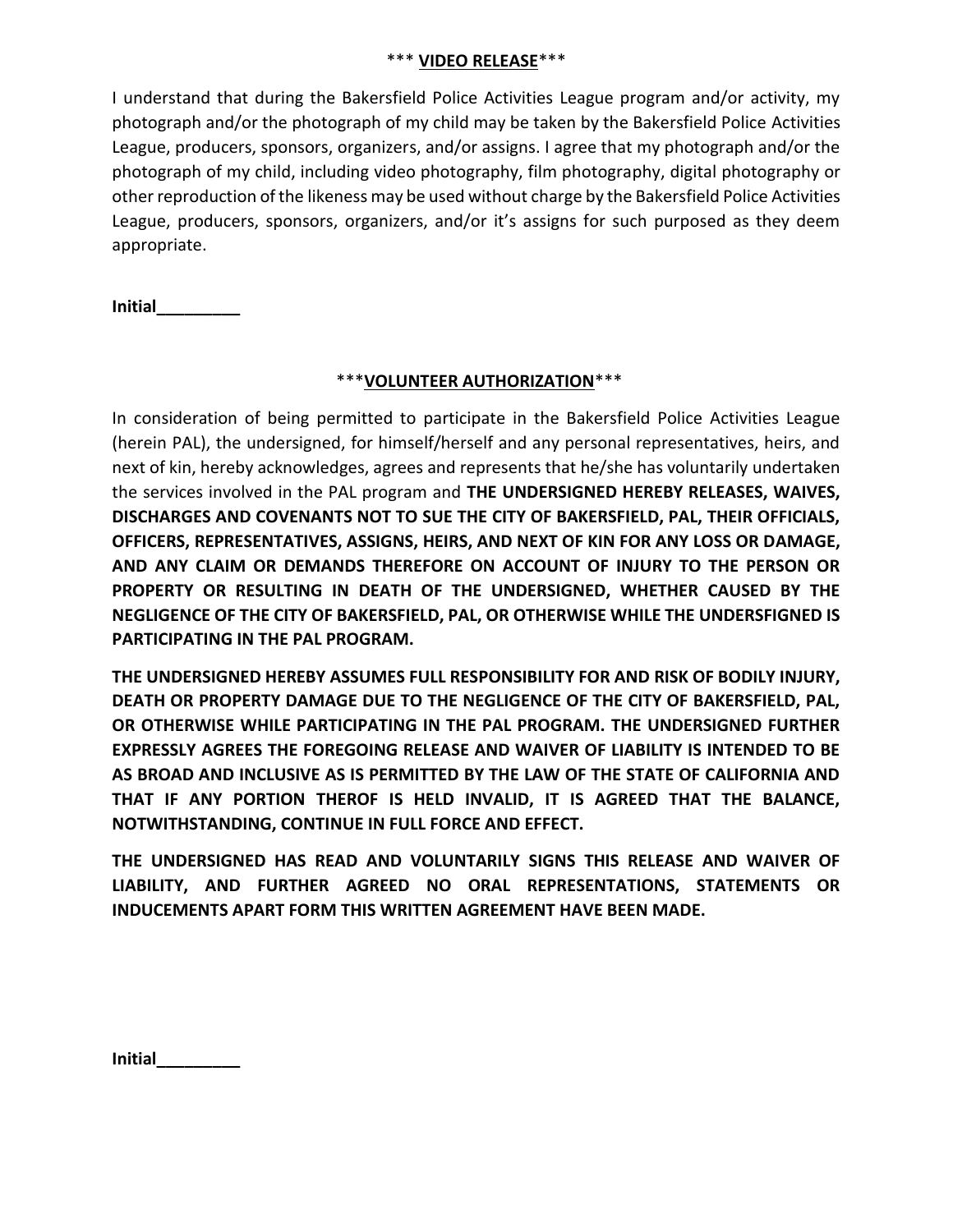\*\*\* **VIDEO RELEASE**\*\*\*

I understand that during the Bakersfield Police Activities League program and/or activity, my photograph and/or the photograph of my child may be taken by the Bakersfield Police Activities League, producers, sponsors, organizers, and/or assigns. I agree that my photograph and/or the photograph of my child, including video photography, film photography, digital photography or other reproduction of the likeness may be used without charge by the Bakersfield Police Activities League, producers, sponsors, organizers, and/or it's assigns for such purposed as they deem appropriate.

**Initial\_\_\_\_\_\_\_\_\_**

\*\*\***VOLUNTEER AUTHORIZATION**\*\*\*

In consideration of being permitted to participate in the Bakersfield Police Activities League (herein PAL), the undersigned, for himself/herself and any personal representatives, heirs, and next of kin, hereby acknowledges, agrees and represents that he/she has voluntarily undertaken the services involved in the PAL program and **THE UNDERSIGNED HEREBY RELEASES, WAIVES, DISCHARGES AND COVENANTS NOT TO SUE THE CITY OF BAKERSFIELD, PAL, THEIR OFFICIALS, OFFICERS, REPRESENTATIVES, ASSIGNS, HEIRS, AND NEXT OF KIN FOR ANY LOSS OR DAMAGE, AND ANY CLAIM OR DEMANDS THEREFORE ON ACCOUNT OF INJURY TO THE PERSON OR PROPERTY OR RESULTING IN DEATH OF THE UNDERSIGNED, WHETHER CAUSED BY THE NEGLIGENCE OF THE CITY OF BAKERSFIELD, PAL, OR OTHERWISE WHILE THE UNDERSFIGNED IS PARTICIPATING IN THE PAL PROGRAM.**

**THE UNDERSIGNED HEREBY ASSUMES FULL RESPONSIBILITY FOR AND RISK OF BODILY INJURY, DEATH OR PROPERTY DAMAGE DUE TO THE NEGLIGENCE OF THE CITY OF BAKERSFIELD, PAL, OR OTHERWISE WHILE PARTICIPATING IN THE PAL PROGRAM. THE UNDERSIGNED FURTHER EXPRESSLY AGREES THE FOREGOING RELEASE AND WAIVER OF LIABILITY IS INTENDED TO BE AS BROAD AND INCLUSIVE AS IS PERMITTED BY THE LAW OF THE STATE OF CALIFORNIA AND THAT IF ANY PORTION THEROF IS HELD INVALID, IT IS AGREED THAT THE BALANCE, NOTWITHSTANDING, CONTINUE IN FULL FORCE AND EFFECT.**

**THE UNDERSIGNED HAS READ AND VOLUNTARILY SIGNS THIS RELEASE AND WAIVER OF LIABILITY, AND FURTHER AGREED NO ORAL REPRESENTATIONS, STATEMENTS OR INDUCEMENTS APART FORM THIS WRITTEN AGREEMENT HAVE BEEN MADE.**

**Initial\_\_\_\_\_\_\_\_\_**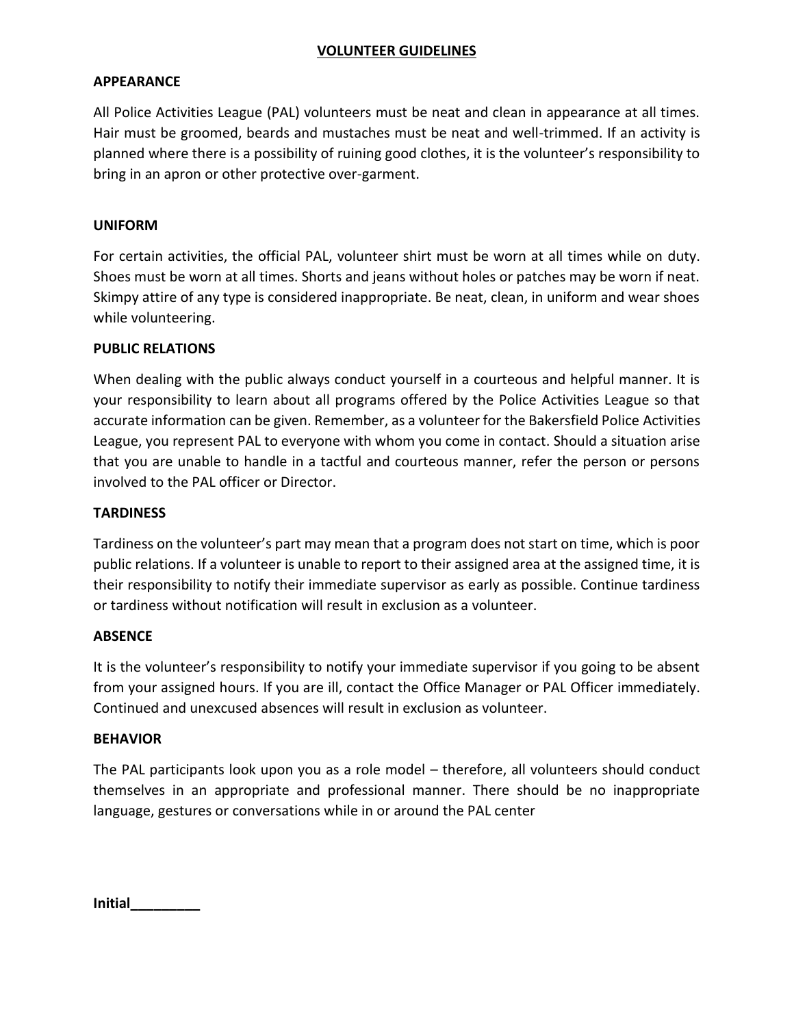# VOLUNTEER GUIDELINES

## APPEARANCE

All Police Activities League (PAL) volunteers must be neat and clean in appearance at all times. Hair must be groomed, beards and mustaches must be neat and well-trimmed. If an activity is planned where there is a possibility of ruining good clothes, it is the volunteer's responsibility to bring in an apron or other protective over-garment.

## UNIFORM

For certain activities, the official PAL, volunteer shirt must be worn at all times while on duty. Shoes must be worn at all times. Shorts and jeans without holes or patches may be worn if neat. Skimpy attire of any type is considered inappropriate. Be neat, clean, in uniform and wear shoes while volunteering.

## PUBLIC RELATIONS

When dealing with the public always conduct yourself in a courteous and helpful manner. It is your responsibility to learn about all programs offered by the Police Activities League so that accurate information can be given. Remember, as a volunteer for the Bakersfield Police Activities League, you represent PAL to everyone with whom you come in contact. Should a situation arise that you are unable to handle in a tactful and courteous manner, refer the person or persons involved to the PAL officer or Director.

## TARDINESS

Tardiness on the volunteer's part may mean that a program does not start on time, which is poor public relations. If a volunteer is unable to report to their assigned area at the assigned time, it is their responsibility to notify their immediate supervisor as early as possible. Continue tardiness or tardiness without notification will result in exclusion as a volunteer.

## ABSENCE

It is the volunteer's responsibility to notify your immediate supervisor if you going to be absent from your assigned hours. If you are ill, contact the Office Manager or PAL Officer immediately. Continued and unexcused absences will result in exclusion as volunteer.

## BEHAVIOR

The PAL participants look upon you as a role model – therefore, all volunteers should conduct themselves in an appropriate and professional manner. There should be no inappropriate language, gestures or conversations while in or around the PAL center

**Initial_________**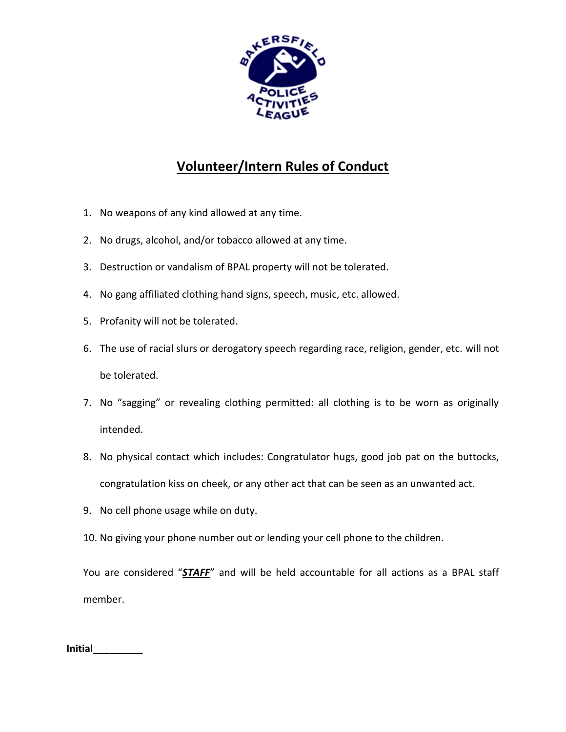# Volunteer/Intern Rules of Conduct

1. No weapons of any kind allowed at any time.
2. No drugs, alcohol, and/or tobacco allowed at any time.
3. Destruction or vandalism of BPAL property will not be tolerated.
4. No gang affiliated clothing hand signs, speech, music, etc. allowed.
5. Profanity will not be tolerated.
6. The use of racial slurs or derogatory speech regarding race, religion, gender, etc. will not be tolerated.
7. No "sagging" or revealing clothing permitted: all clothing is to be worn as originally intended.
8. No physical contact which includes: Congratulator hugs, good job pat on the buttocks, congratulation kiss on cheek, or any other act that can be seen as an unwanted act.
9. No cell phone usage while on duty.
10. No giving your phone number out or lending your cell phone to the children.

You are considered "***STAFF***" and will be held accountable for all actions as a BPAL staff member.

**Initial_________**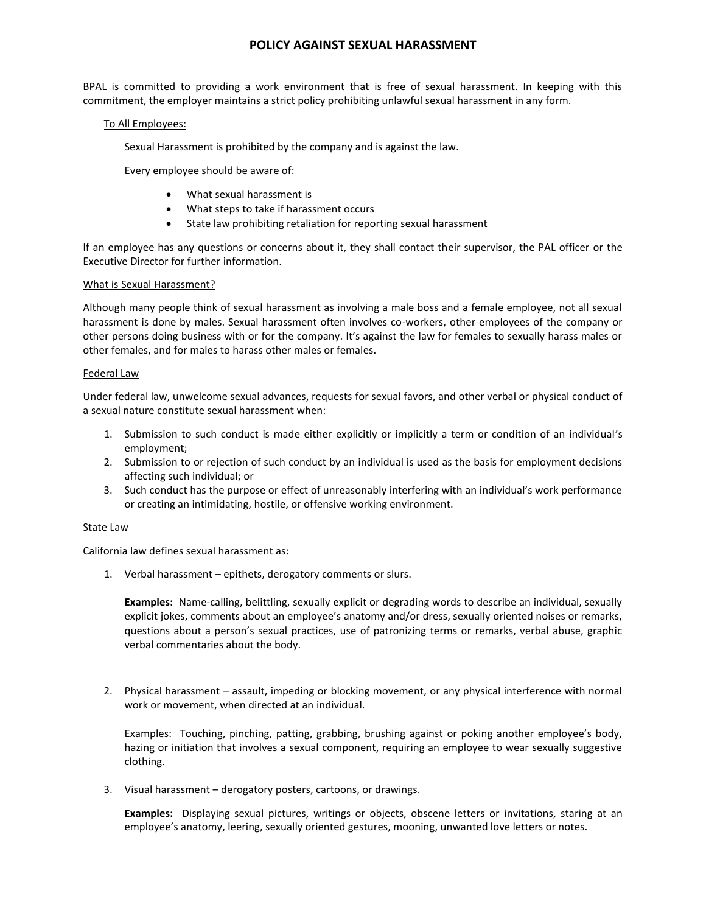# POLICY AGAINST SEXUAL HARASSMENT

BPAL is committed to providing a work environment that is free of sexual harassment. In keeping with this commitment, the employer maintains a strict policy prohibiting unlawful sexual harassment in any form.

To All Employees:

Sexual Harassment is prohibited by the company and is against the law.

Every employee should be aware of:

- What sexual harassment is
- What steps to take if harassment occurs
- State law prohibiting retaliation for reporting sexual harassment

If an employee has any questions or concerns about it, they shall contact their supervisor, the PAL officer or the Executive Director for further information.

What is Sexual Harassment?

Although many people think of sexual harassment as involving a male boss and a female employee, not all sexual harassment is done by males. Sexual harassment often involves co-workers, other employees of the company or other persons doing business with or for the company. It's against the law for females to sexually harass males or other females, and for males to harass other males or females.

Federal Law

Under federal law, unwelcome sexual advances, requests for sexual favors, and other verbal or physical conduct of a sexual nature constitute sexual harassment when:

1. Submission to such conduct is made either explicitly or implicitly a term or condition of an individual's employment;
2. Submission to or rejection of such conduct by an individual is used as the basis for employment decisions affecting such individual; or
3. Such conduct has the purpose or effect of unreasonably interfering with an individual's work performance or creating an intimidating, hostile, or offensive working environment.

State Law

California law defines sexual harassment as:

1. Verbal harassment – epithets, derogatory comments or slurs.

   **Examples:** Name-calling, belittling, sexually explicit or degrading words to describe an individual, sexually explicit jokes, comments about an employee's anatomy and/or dress, sexually oriented noises or remarks, questions about a person's sexual practices, use of patronizing terms or remarks, verbal abuse, graphic verbal commentaries about the body.

2. Physical harassment – assault, impeding or blocking movement, or any physical interference with normal work or movement, when directed at an individual.

   Examples: Touching, pinching, patting, grabbing, brushing against or poking another employee's body, hazing or initiation that involves a sexual component, requiring an employee to wear sexually suggestive clothing.

3. Visual harassment – derogatory posters, cartoons, or drawings.

   **Examples:** Displaying sexual pictures, writings or objects, obscene letters or invitations, staring at an employee's anatomy, leering, sexually oriented gestures, mooning, unwanted love letters or notes.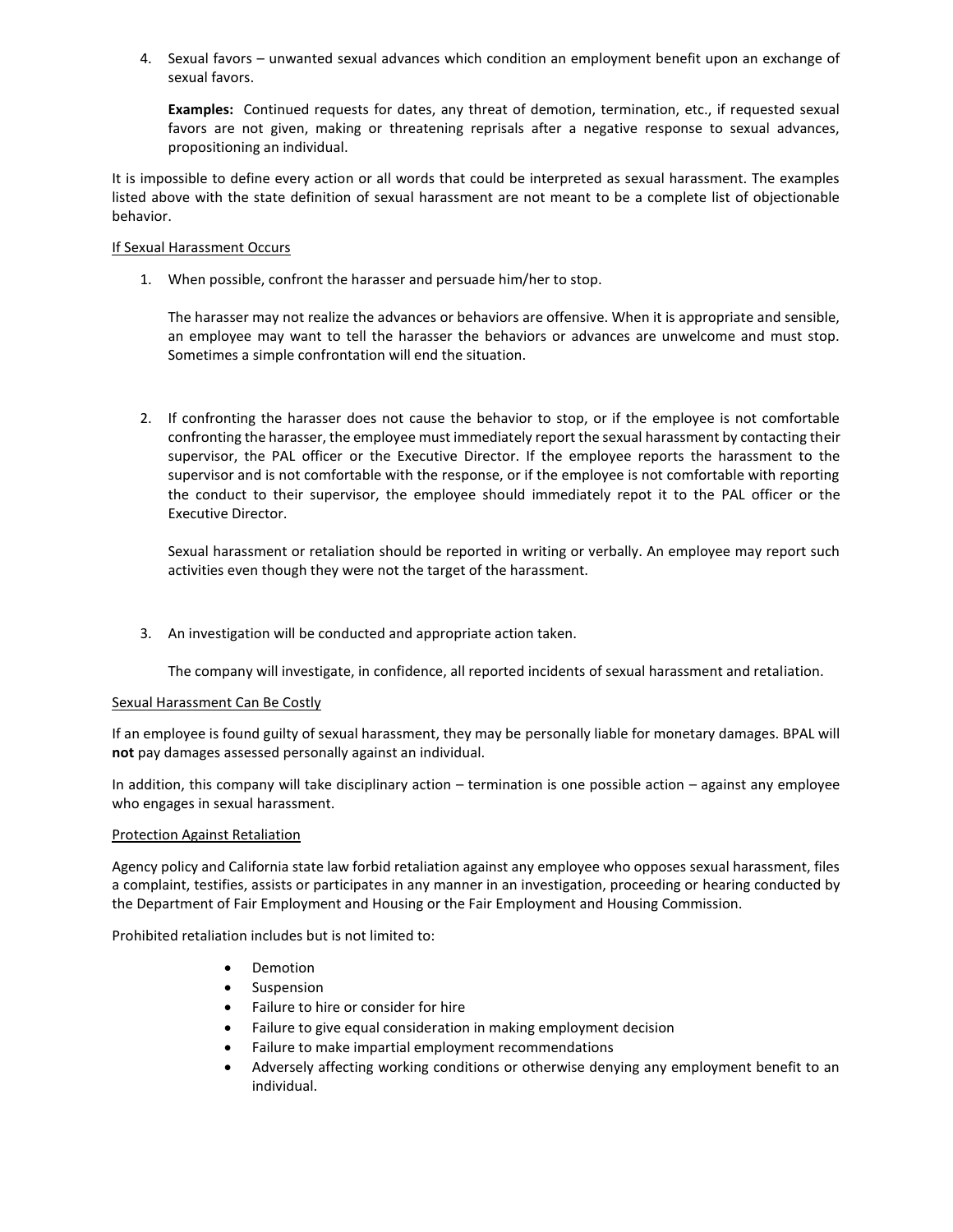4. Sexual favors – unwanted sexual advances which condition an employment benefit upon an exchange of sexual favors.

   **Examples:** Continued requests for dates, any threat of demotion, termination, etc., if requested sexual favors are not given, making or threatening reprisals after a negative response to sexual advances, propositioning an individual.

It is impossible to define every action or all words that could be interpreted as sexual harassment. The examples listed above with the state definition of sexual harassment are not meant to be a complete list of objectionable behavior.

<u>If Sexual Harassment Occurs</u>

1. When possible, confront the harasser and persuade him/her to stop.

   The harasser may not realize the advances or behaviors are offensive. When it is appropriate and sensible, an employee may want to tell the harasser the behaviors or advances are unwelcome and must stop. Sometimes a simple confrontation will end the situation.

2. If confronting the harasser does not cause the behavior to stop, or if the employee is not comfortable confronting the harasser, the employee must immediately report the sexual harassment by contacting their supervisor, the PAL officer or the Executive Director. If the employee reports the harassment to the supervisor and is not comfortable with the response, or if the employee is not comfortable with reporting the conduct to their supervisor, the employee should immediately repot it to the PAL officer or the Executive Director.

   Sexual harassment or retaliation should be reported in writing or verbally. An employee may report such activities even though they were not the target of the harassment.

3. An investigation will be conducted and appropriate action taken.

   The company will investigate, in confidence, all reported incidents of sexual harassment and retaliation.

<u>Sexual Harassment Can Be Costly</u>

If an employee is found guilty of sexual harassment, they may be personally liable for monetary damages. BPAL will **not** pay damages assessed personally against an individual.

In addition, this company will take disciplinary action – termination is one possible action – against any employee who engages in sexual harassment.

<u>Protection Against Retaliation</u>

Agency policy and California state law forbid retaliation against any employee who opposes sexual harassment, files a complaint, testifies, assists or participates in any manner in an investigation, proceeding or hearing conducted by the Department of Fair Employment and Housing or the Fair Employment and Housing Commission.

Prohibited retaliation includes but is not limited to:

- Demotion
- Suspension
- Failure to hire or consider for hire
- Failure to give equal consideration in making employment decision
- Failure to make impartial employment recommendations
- Adversely affecting working conditions or otherwise denying any employment benefit to an individual.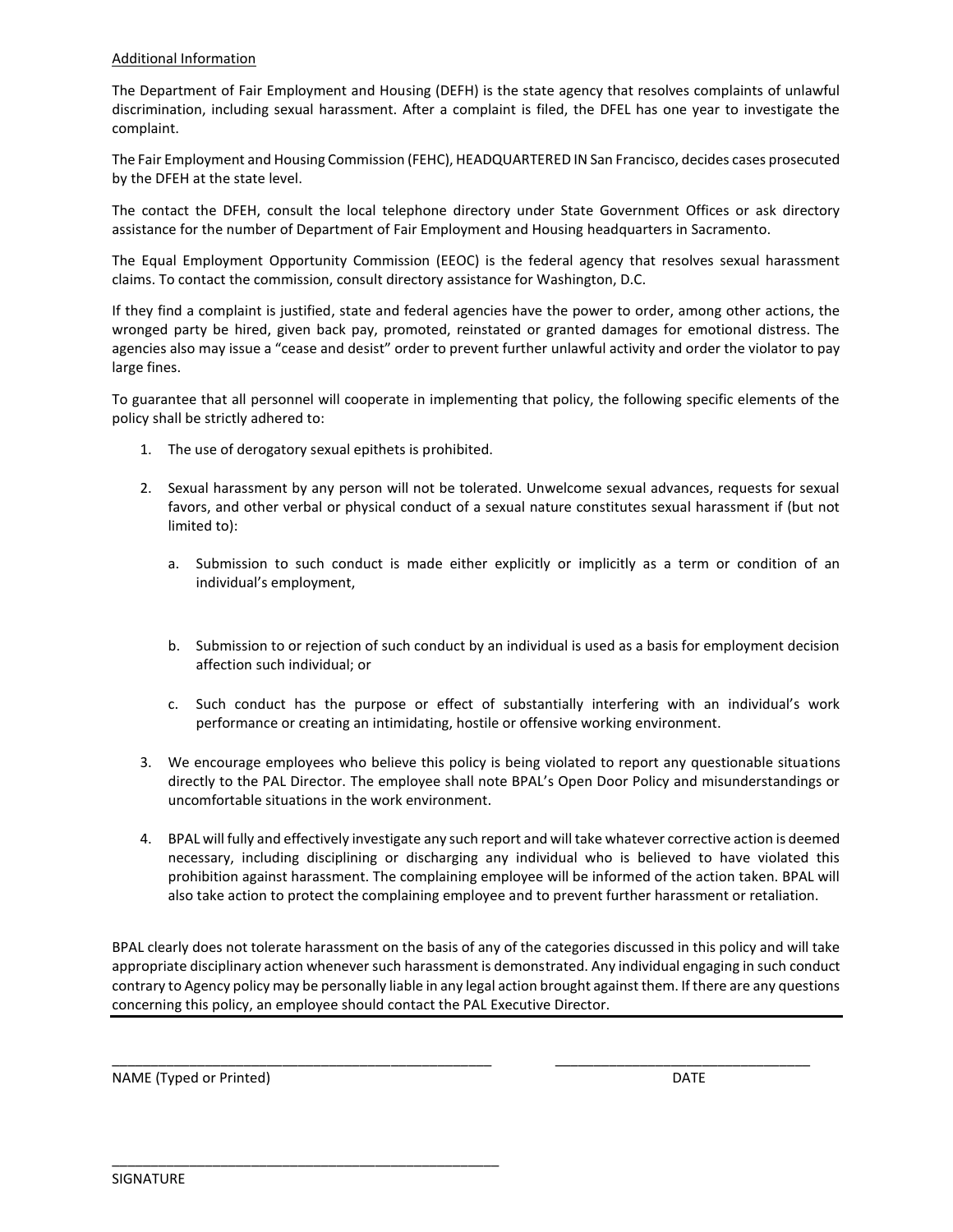Additional Information

The Department of Fair Employment and Housing (DEFH) is the state agency that resolves complaints of unlawful discrimination, including sexual harassment. After a complaint is filed, the DFEL has one year to investigate the complaint.

The Fair Employment and Housing Commission (FEHC), HEADQUARTERED IN San Francisco, decides cases prosecuted by the DFEH at the state level.

The contact the DFEH, consult the local telephone directory under State Government Offices or ask directory assistance for the number of Department of Fair Employment and Housing headquarters in Sacramento.

The Equal Employment Opportunity Commission (EEOC) is the federal agency that resolves sexual harassment claims. To contact the commission, consult directory assistance for Washington, D.C.

If they find a complaint is justified, state and federal agencies have the power to order, among other actions, the wronged party be hired, given back pay, promoted, reinstated or granted damages for emotional distress. The agencies also may issue a "cease and desist" order to prevent further unlawful activity and order the violator to pay large fines.

To guarantee that all personnel will cooperate in implementing that policy, the following specific elements of the policy shall be strictly adhered to:

1. The use of derogatory sexual epithets is prohibited.

2. Sexual harassment by any person will not be tolerated. Unwelcome sexual advances, requests for sexual favors, and other verbal or physical conduct of a sexual nature constitutes sexual harassment if (but not limited to):

   a. Submission to such conduct is made either explicitly or implicitly as a term or condition of an individual's employment,

   b. Submission to or rejection of such conduct by an individual is used as a basis for employment decision affection such individual; or

   c. Such conduct has the purpose or effect of substantially interfering with an individual's work performance or creating an intimidating, hostile or offensive working environment.

3. We encourage employees who believe this policy is being violated to report any questionable situations directly to the PAL Director. The employee shall note BPAL's Open Door Policy and misunderstandings or uncomfortable situations in the work environment.

4. BPAL will fully and effectively investigate any such report and will take whatever corrective action is deemed necessary, including disciplining or discharging any individual who is believed to have violated this prohibition against harassment. The complaining employee will be informed of the action taken. BPAL will also take action to protect the complaining employee and to prevent further harassment or retaliation.

BPAL clearly does not tolerate harassment on the basis of any of the categories discussed in this policy and will take appropriate disciplinary action whenever such harassment is demonstrated. Any individual engaging in such conduct contrary to Agency policy may be personally liable in any legal action brought against them. If there are any questions concerning this policy, an employee should contact the PAL Executive Director.

---

\_\_\_\_\_\_\_\_\_\_\_\_\_\_\_\_\_\_\_\_\_\_\_\_\_\_\_\_\_\_\_\_\_\_\_\_\_\_\_\_\_\_\_\_\_\_\_\_\_\_ \_\_\_\_\_\_\_\_\_\_\_\_\_\_\_\_\_\_\_\_\_\_\_\_\_\_\_\_\_\_\_\_\_\_\_\_

NAME (Typed or Printed) DATE

\_\_\_\_\_\_\_\_\_\_\_\_\_\_\_\_\_\_\_\_\_\_\_\_\_\_\_\_\_\_\_\_\_\_\_\_\_\_\_\_\_\_\_\_\_\_\_\_\_\_

SIGNATURE